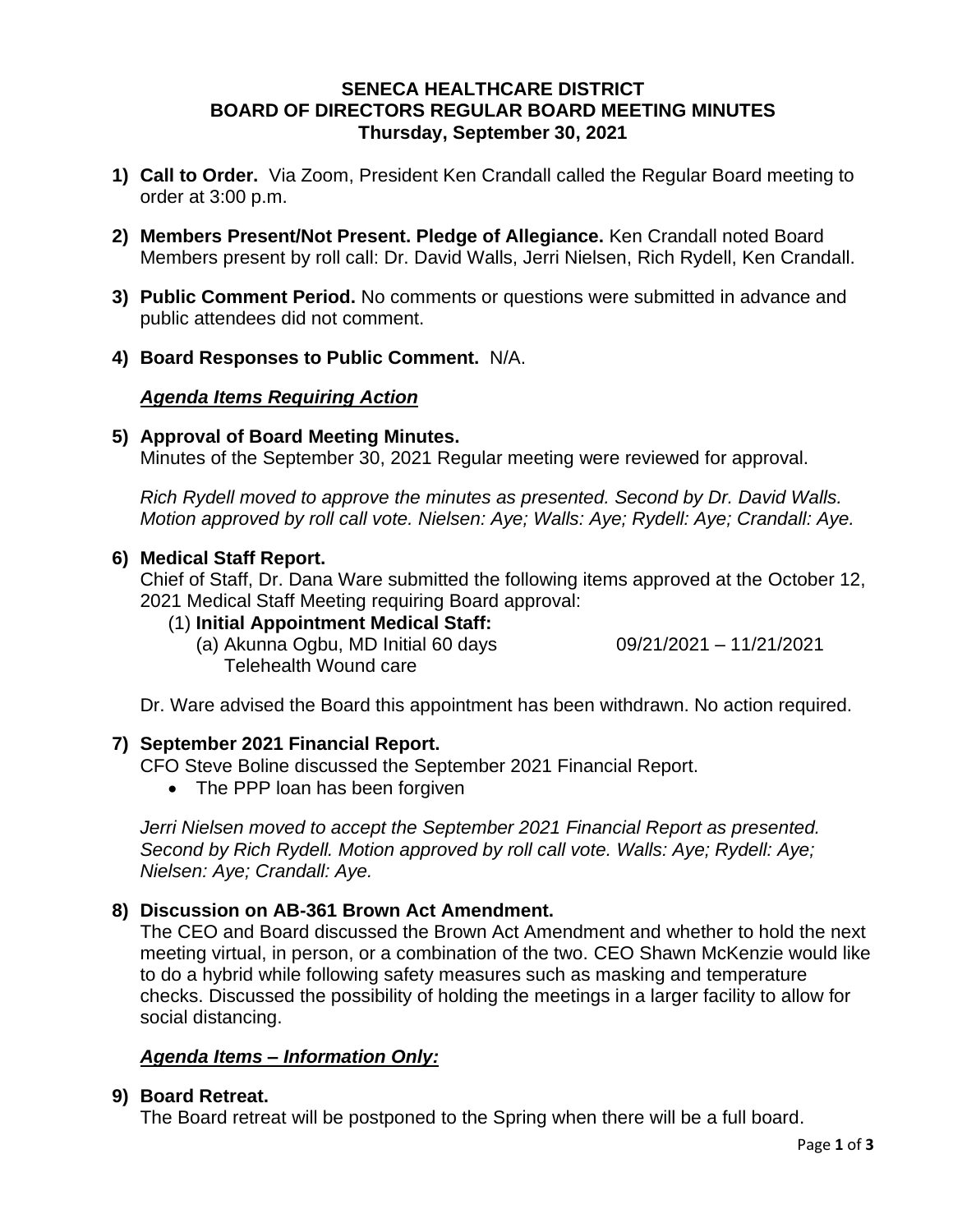**SENECA HEALTHCARE DISTRICT**
**BOARD OF DIRECTORS REGULAR BOARD MEETING MINUTES**
**Thursday, September 30, 2021**

1) **Call to Order.** Via Zoom, President Ken Crandall called the Regular Board meeting to order at 3:00 p.m.

2) **Members Present/Not Present. Pledge of Allegiance.** Ken Crandall noted Board Members present by roll call: Dr. David Walls, Jerri Nielsen, Rich Rydell, Ken Crandall.

3) **Public Comment Period.** No comments or questions were submitted in advance and public attendees did not comment.

4) **Board Responses to Public Comment.** N/A.

***Agenda Items Requiring Action***

5) **Approval of Board Meeting Minutes.**
   Minutes of the September 30, 2021 Regular meeting were reviewed for approval.

   *Rich Rydell moved to approve the minutes as presented. Second by Dr. David Walls. Motion approved by roll call vote. Nielsen: Aye; Walls: Aye; Rydell: Aye; Crandall: Aye.*

6) **Medical Staff Report.**
   Chief of Staff, Dr. Dana Ware submitted the following items approved at the October 12, 2021 Medical Staff Meeting requiring Board approval:
   (1) **Initial Appointment Medical Staff:**
      (a) Akunna Ogbu, MD Initial 60 days 09/21/2021 – 11/21/2021
      Telehealth Wound care

   Dr. Ware advised the Board this appointment has been withdrawn. No action required.

7) **September 2021 Financial Report.**
   CFO Steve Boline discussed the September 2021 Financial Report.
   - The PPP loan has been forgiven

   *Jerri Nielsen moved to accept the September 2021 Financial Report as presented. Second by Rich Rydell. Motion approved by roll call vote. Walls: Aye; Rydell: Aye; Nielsen: Aye; Crandall: Aye.*

8) **Discussion on AB-361 Brown Act Amendment.**
   The CEO and Board discussed the Brown Act Amendment and whether to hold the next meeting virtual, in person, or a combination of the two. CEO Shawn McKenzie would like to do a hybrid while following safety measures such as masking and temperature checks. Discussed the possibility of holding the meetings in a larger facility to allow for social distancing.

***Agenda Items – Information Only:***

9) **Board Retreat.**
   The Board retreat will be postponed to the Spring when there will be a full board.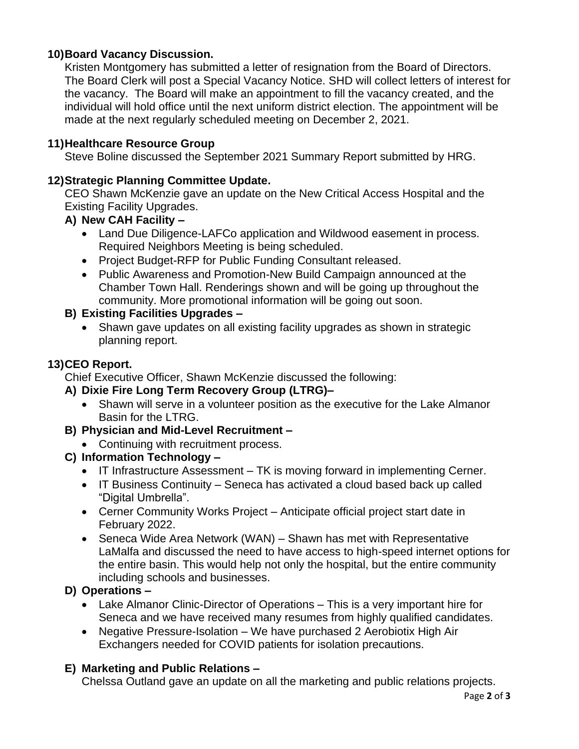**10) Board Vacancy Discussion.**

Kristen Montgomery has submitted a letter of resignation from the Board of Directors. The Board Clerk will post a Special Vacancy Notice. SHD will collect letters of interest for the vacancy. The Board will make an appointment to fill the vacancy created, and the individual will hold office until the next uniform district election. The appointment will be made at the next regularly scheduled meeting on December 2, 2021.

**11) Healthcare Resource Group**

Steve Boline discussed the September 2021 Summary Report submitted by HRG.

**12) Strategic Planning Committee Update.**

CEO Shawn McKenzie gave an update on the New Critical Access Hospital and the Existing Facility Upgrades.

**A) New CAH Facility –**

- Land Due Diligence-LAFCo application and Wildwood easement in process. Required Neighbors Meeting is being scheduled.
- Project Budget-RFP for Public Funding Consultant released.
- Public Awareness and Promotion-New Build Campaign announced at the Chamber Town Hall. Renderings shown and will be going up throughout the community. More promotional information will be going out soon.

**B) Existing Facilities Upgrades –**

- Shawn gave updates on all existing facility upgrades as shown in strategic planning report.

**13) CEO Report.**

Chief Executive Officer, Shawn McKenzie discussed the following:

**A) Dixie Fire Long Term Recovery Group (LTRG)–**

- Shawn will serve in a volunteer position as the executive for the Lake Almanor Basin for the LTRG.

**B) Physician and Mid-Level Recruitment –**

- Continuing with recruitment process.

**C) Information Technology –**

- IT Infrastructure Assessment – TK is moving forward in implementing Cerner.
- IT Business Continuity – Seneca has activated a cloud based back up called "Digital Umbrella".
- Cerner Community Works Project – Anticipate official project start date in February 2022.
- Seneca Wide Area Network (WAN) – Shawn has met with Representative LaMalfa and discussed the need to have access to high-speed internet options for the entire basin. This would help not only the hospital, but the entire community including schools and businesses.

**D) Operations –**

- Lake Almanor Clinic-Director of Operations – This is a very important hire for Seneca and we have received many resumes from highly qualified candidates.
- Negative Pressure-Isolation – We have purchased 2 Aerobiotix High Air Exchangers needed for COVID patients for isolation precautions.

**E) Marketing and Public Relations –**

Chelssa Outland gave an update on all the marketing and public relations projects.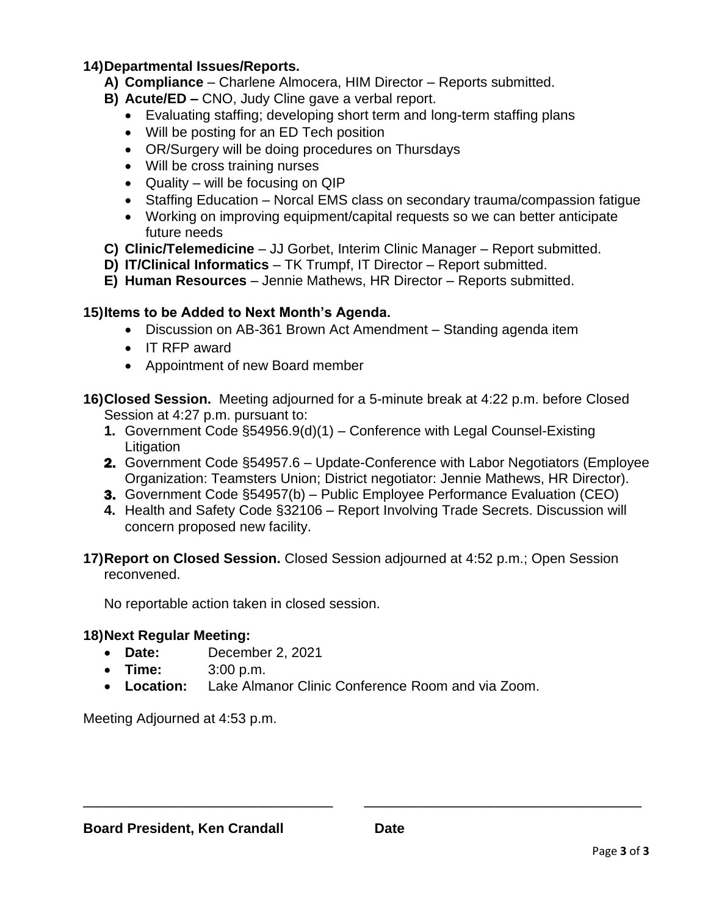**14) Departmental Issues/Reports.**

A) **Compliance** – Charlene Almocera, HIM Director – Reports submitted.

B) **Acute/ED –** CNO, Judy Cline gave a verbal report.
   - Evaluating staffing; developing short term and long-term staffing plans
   - Will be posting for an ED Tech position
   - OR/Surgery will be doing procedures on Thursdays
   - Will be cross training nurses
   - Quality – will be focusing on QIP
   - Staffing Education – Norcal EMS class on secondary trauma/compassion fatigue
   - Working on improving equipment/capital requests so we can better anticipate future needs

C) **Clinic/Telemedicine** – JJ Gorbet, Interim Clinic Manager – Report submitted.

D) **IT/Clinical Informatics** – TK Trumpf, IT Director – Report submitted.

E) **Human Resources** – Jennie Mathews, HR Director – Reports submitted.

**15) Items to be Added to Next Month's Agenda.**

- Discussion on AB-361 Brown Act Amendment – Standing agenda item
- IT RFP award
- Appointment of new Board member

**16) Closed Session.** Meeting adjourned for a 5-minute break at 4:22 p.m. before Closed Session at 4:27 p.m. pursuant to:

1. Government Code §54956.9(d)(1) – Conference with Legal Counsel-Existing Litigation
2. Government Code §54957.6 – Update-Conference with Labor Negotiators (Employee Organization: Teamsters Union; District negotiator: Jennie Mathews, HR Director).
3. Government Code §54957(b) – Public Employee Performance Evaluation (CEO)
4. Health and Safety Code §32106 – Report Involving Trade Secrets. Discussion will concern proposed new facility.

**17) Report on Closed Session.** Closed Session adjourned at 4:52 p.m.; Open Session reconvened.

No reportable action taken in closed session.

**18) Next Regular Meeting:**

- **Date:** December 2, 2021
- **Time:** 3:00 p.m.
- **Location:** Lake Almanor Clinic Conference Room and via Zoom.

Meeting Adjourned at 4:53 p.m.

\_\_\_\_\_\_\_\_\_\_\_\_\_\_\_\_\_\_\_\_\_\_\_\_\_\_\_\_\_\_\_\_ \_\_\_\_\_\_\_\_\_\_\_\_\_\_\_\_\_\_\_\_\_\_\_\_\_\_\_\_\_\_\_\_

**Board President, Ken Crandall** **Date**